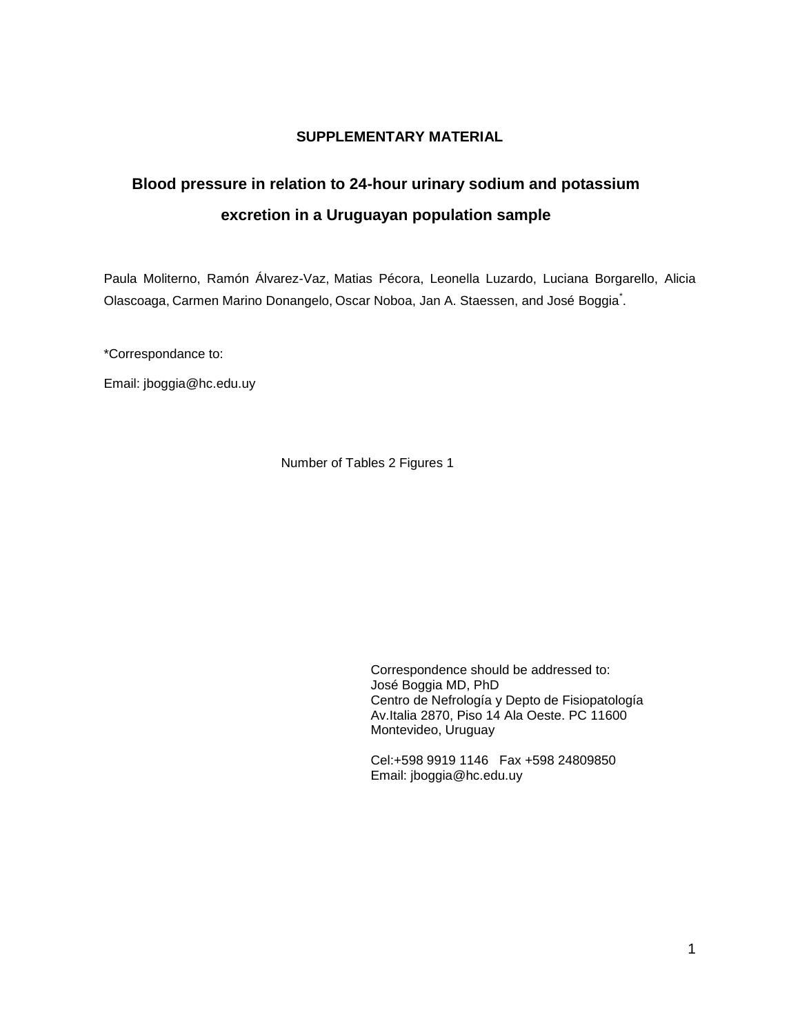**SUPPLEMENTARY MATERIAL**

# Blood pressure in relation to 24-hour urinary sodium and potassium excretion in a Uruguayan population sample

Paula Moliterno, Ramón Álvarez-Vaz, Matias Pécora, Leonella Luzardo, Luciana Borgarello, Alicia Olascoaga, Carmen Marino Donangelo, Oscar Noboa, Jan A. Staessen, and José Boggia*.

*Correspondance to:

Email: jboggia@hc.edu.uy

Number of Tables 2 Figures 1

Correspondence should be addressed to:
José Boggia MD, PhD
Centro de Nefrología y Depto de Fisiopatología
Av.Italia 2870, Piso 14 Ala Oeste. PC 11600
Montevideo, Uruguay

Cel:+598 9919 1146 Fax +598 24809850
Email: jboggia@hc.edu.uy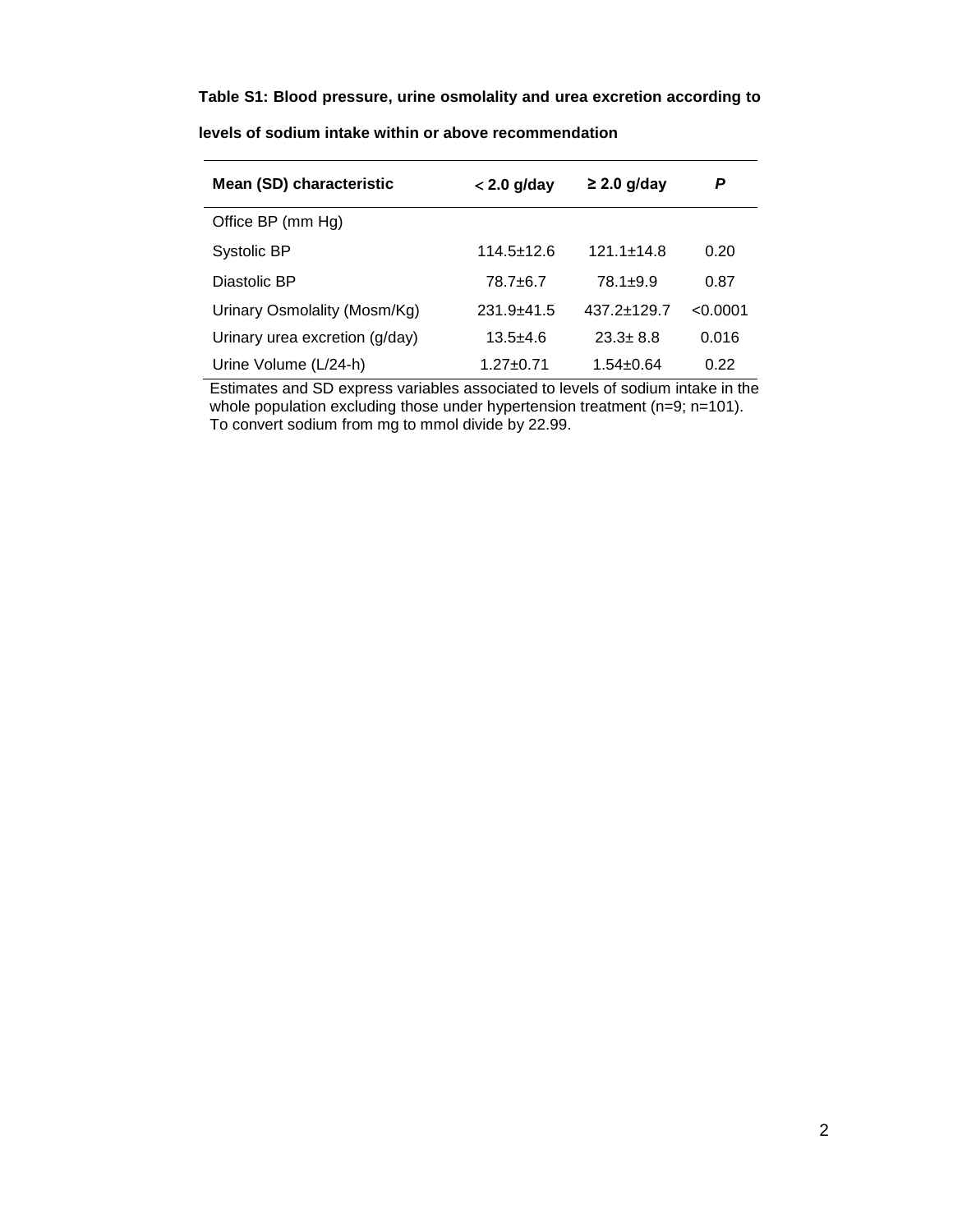**Table S1: Blood pressure, urine osmolality and urea excretion according to levels of sodium intake within or above recommendation**

| Mean (SD) characteristic | < 2.0 g/day | ≥ 2.0 g/day | *P* |
|---|---|---|---|
| Office BP (mm Hg) | | | |
| Systolic BP | 114.5±12.6 | 121.1±14.8 | 0.20 |
| Diastolic BP | 78.7±6.7 | 78.1±9.9 | 0.87 |
| Urinary Osmolality (Mosm/Kg) | 231.9±41.5 | 437.2±129.7 | <0.0001 |
| Urinary urea excretion (g/day) | 13.5±4.6 | 23.3± 8.8 | 0.016 |
| Urine Volume (L/24-h) | 1.27±0.71 | 1.54±0.64 | 0.22 |

Estimates and SD express variables associated to levels of sodium intake in the whole population excluding those under hypertension treatment (n=9; n=101). To convert sodium from mg to mmol divide by 22.99.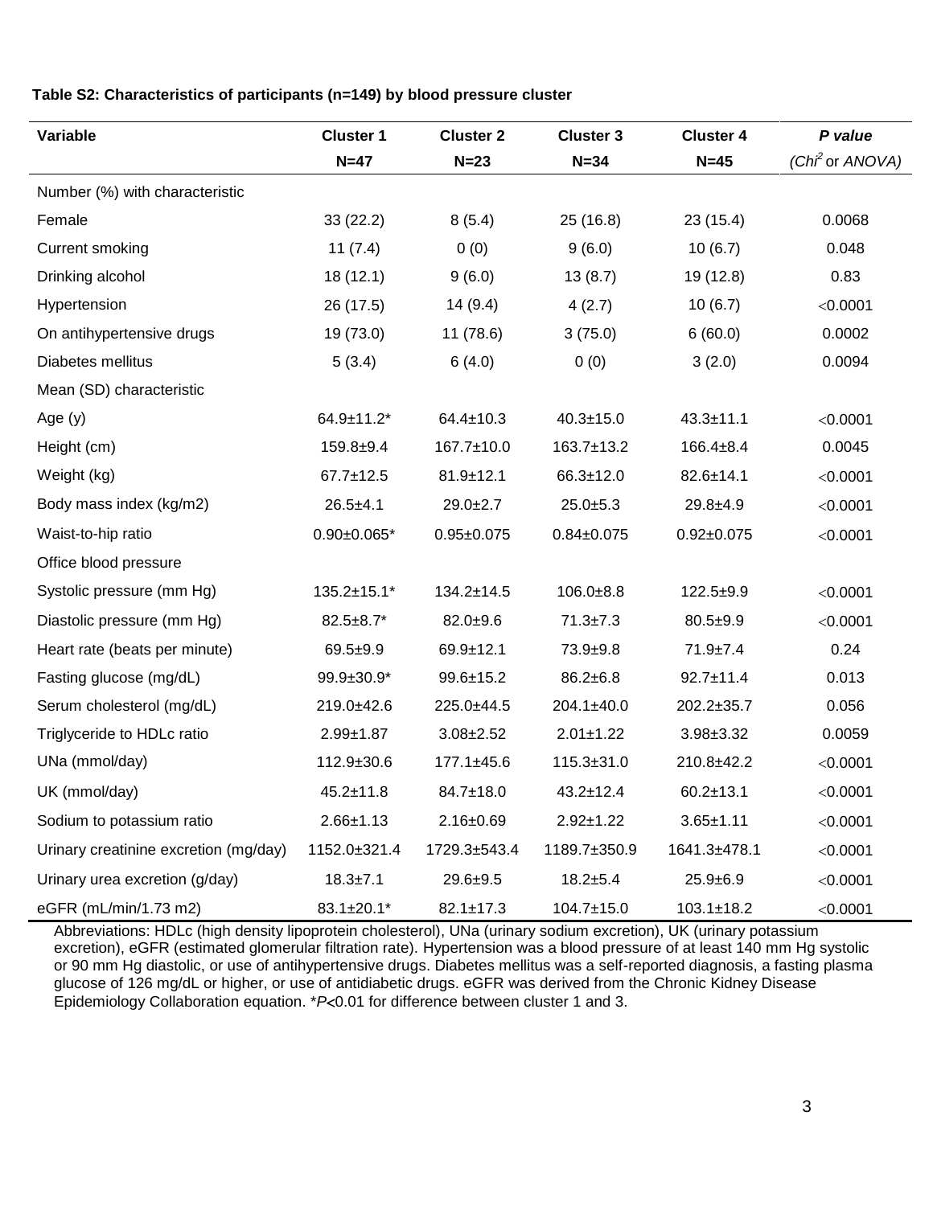**Table S2: Characteristics of participants (n=149) by blood pressure cluster**

| Variable | Cluster 1 N=47 | Cluster 2 N=23 | Cluster 3 N=34 | Cluster 4 N=45 | ***P value*** *(Chi$^2$ or ANOVA)* |
|---|---|---|---|---|---|
| Number (%) with characteristic | | | | | |
| Female | 33 (22.2) | 8 (5.4) | 25 (16.8) | 23 (15.4) | 0.0068 |
| Current smoking | 11 (7.4) | 0 (0) | 9 (6.0) | 10 (6.7) | 0.048 |
| Drinking alcohol | 18 (12.1) | 9 (6.0) | 13 (8.7) | 19 (12.8) | 0.83 |
| Hypertension | 26 (17.5) | 14 (9.4) | 4 (2.7) | 10 (6.7) | <0.0001 |
| On antihypertensive drugs | 19 (73.0) | 11 (78.6) | 3 (75.0) | 6 (60.0) | 0.0002 |
| Diabetes mellitus | 5 (3.4) | 6 (4.0) | 0 (0) | 3 (2.0) | 0.0094 |
| Mean (SD) characteristic | | | | | |
| Age (y) | 64.9±11.2* | 64.4±10.3 | 40.3±15.0 | 43.3±11.1 | <0.0001 |
| Height (cm) | 159.8±9.4 | 167.7±10.0 | 163.7±13.2 | 166.4±8.4 | 0.0045 |
| Weight (kg) | 67.7±12.5 | 81.9±12.1 | 66.3±12.0 | 82.6±14.1 | <0.0001 |
| Body mass index (kg/m2) | 26.5±4.1 | 29.0±2.7 | 25.0±5.3 | 29.8±4.9 | <0.0001 |
| Waist-to-hip ratio | 0.90±0.065* | 0.95±0.075 | 0.84±0.075 | 0.92±0.075 | <0.0001 |
| Office blood pressure | | | | | |
| Systolic pressure (mm Hg) | 135.2±15.1* | 134.2±14.5 | 106.0±8.8 | 122.5±9.9 | <0.0001 |
| Diastolic pressure (mm Hg) | 82.5±8.7* | 82.0±9.6 | 71.3±7.3 | 80.5±9.9 | <0.0001 |
| Heart rate (beats per minute) | 69.5±9.9 | 69.9±12.1 | 73.9±9.8 | 71.9±7.4 | 0.24 |
| Fasting glucose (mg/dL) | 99.9±30.9* | 99.6±15.2 | 86.2±6.8 | 92.7±11.4 | 0.013 |
| Serum cholesterol (mg/dL) | 219.0±42.6 | 225.0±44.5 | 204.1±40.0 | 202.2±35.7 | 0.056 |
| Triglyceride to HDLc ratio | 2.99±1.87 | 3.08±2.52 | 2.01±1.22 | 3.98±3.32 | 0.0059 |
| UNa (mmol/day) | 112.9±30.6 | 177.1±45.6 | 115.3±31.0 | 210.8±42.2 | <0.0001 |
| UK (mmol/day) | 45.2±11.8 | 84.7±18.0 | 43.2±12.4 | 60.2±13.1 | <0.0001 |
| Sodium to potassium ratio | 2.66±1.13 | 2.16±0.69 | 2.92±1.22 | 3.65±1.11 | <0.0001 |
| Urinary creatinine excretion (mg/day) | 1152.0±321.4 | 1729.3±543.4 | 1189.7±350.9 | 1641.3±478.1 | <0.0001 |
| Urinary urea excretion (g/day) | 18.3±7.1 | 29.6±9.5 | 18.2±5.4 | 25.9±6.9 | <0.0001 |
| eGFR (mL/min/1.73 m2) | 83.1±20.1* | 82.1±17.3 | 104.7±15.0 | 103.1±18.2 | <0.0001 |

Abbreviations: HDLc (high density lipoprotein cholesterol), UNa (urinary sodium excretion), UK (urinary potassium excretion), eGFR (estimated glomerular filtration rate). Hypertension was a blood pressure of at least 140 mm Hg systolic or 90 mm Hg diastolic, or use of antihypertensive drugs. Diabetes mellitus was a self-reported diagnosis, a fasting plasma glucose of 126 mg/dL or higher, or use of antidiabetic drugs. eGFR was derived from the Chronic Kidney Disease Epidemiology Collaboration equation. \**P*<0.01 for difference between cluster 1 and 3.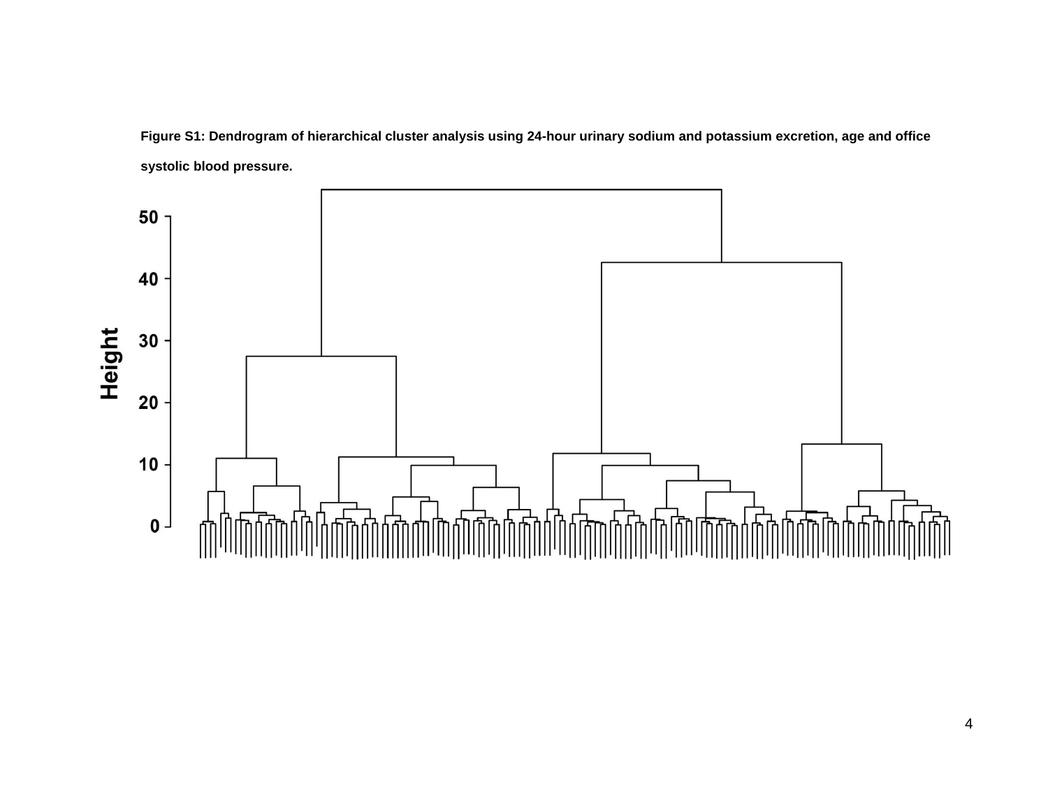**Figure S1: Dendrogram of hierarchical cluster analysis using 24-hour urinary sodium and potassium excretion, age and office systolic blood pressure.**

Height

50

40

30

20

10

0